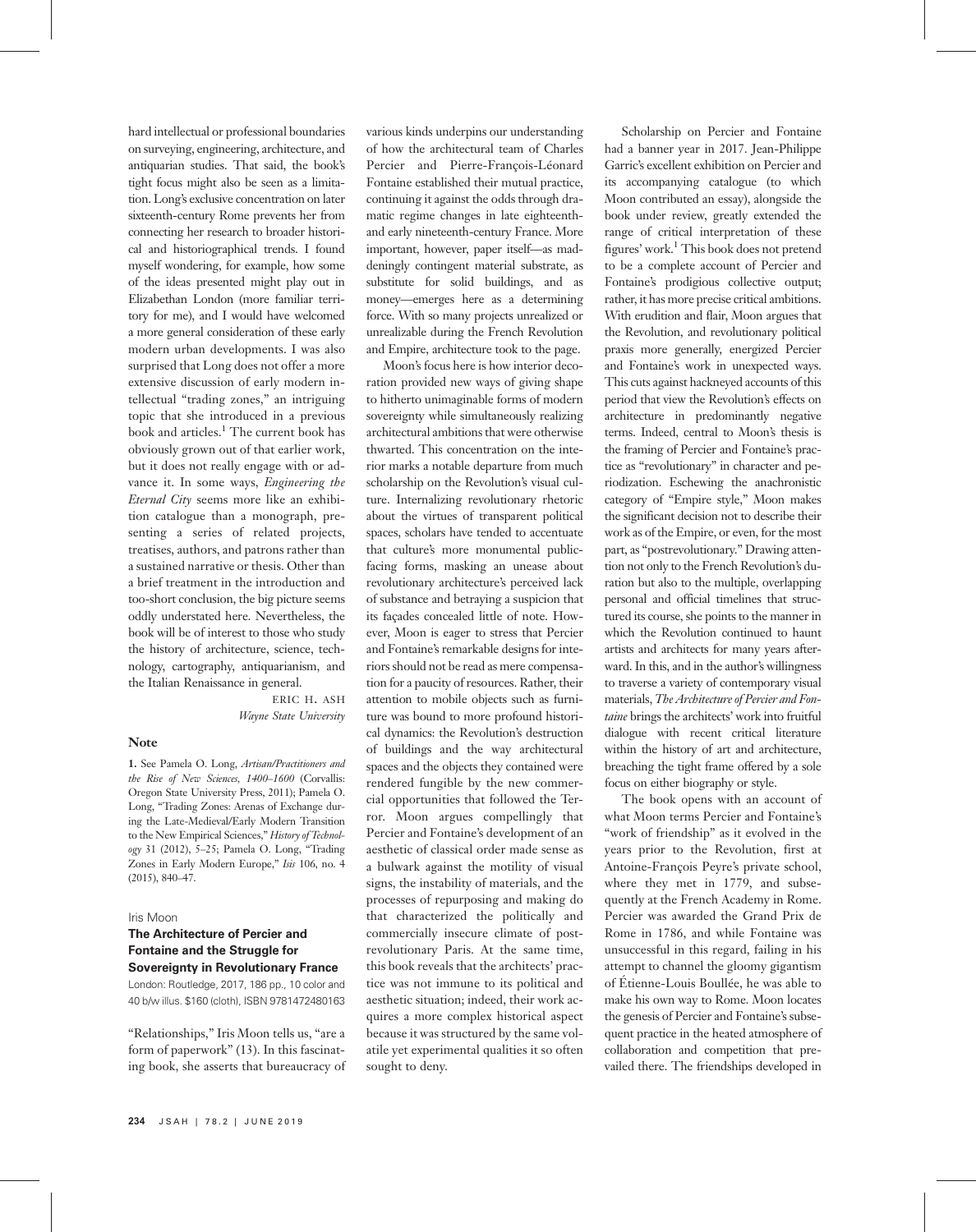hard intellectual or professional boundaries on surveying, engineering, architecture, and antiquarian studies. That said, the book's tight focus might also be seen as a limitation. Long's exclusive concentration on later sixteenth-century Rome prevents her from connecting her research to broader historical and historiographical trends. I found myself wondering, for example, how some of the ideas presented might play out in Elizabethan London (more familiar territory for me), and I would have welcomed a more general consideration of these early modern urban developments. I was also surprised that Long does not offer a more extensive discussion of early modern intellectual "trading zones," an intriguing topic that she introduced in a previous book and articles.[1] The current book has obviously grown out of that earlier work, but it does not really engage with or advance it. In some ways, *Engineering the Eternal City* seems more like an exhibition catalogue than a monograph, presenting a series of related projects, treatises, authors, and patrons rather than a sustained narrative or thesis. Other than a brief treatment in the introduction and too-short conclusion, the big picture seems oddly understated here. Nevertheless, the book will be of interest to those who study the history of architecture, science, technology, cartography, antiquarianism, and the Italian Renaissance in general.

ERIC H. ASH
*Wayne State University*

### Note

1. See Pamela O. Long, *Artisan/Practitioners and the Rise of New Sciences, 1400–1600* (Corvallis: Oregon State University Press, 2011); Pamela O. Long, "Trading Zones: Arenas of Exchange during the Late-Medieval/Early Modern Transition to the New Empirical Sciences," *History of Technology* 31 (2012), 5–25; Pamela O. Long, "Trading Zones in Early Modern Europe," *Isis* 106, no. 4 (2015), 840–47.

Iris Moon

### The Architecture of Percier and Fontaine and the Struggle for Sovereignty in Revolutionary France

London: Routledge, 2017, 186 pp., 10 color and 40 b/w illus. $160 (cloth), ISBN 9781472480163

"Relationships," Iris Moon tells us, "are a form of paperwork" (13). In this fascinating book, she asserts that bureaucracy of various kinds underpins our understanding of how the architectural team of Charles Percier and Pierre-François-Léonard Fontaine established their mutual practice, continuing it against the odds through dramatic regime changes in late eighteenth- and early nineteenth-century France. More important, however, paper itself—as maddeningly contingent material substrate, as substitute for solid buildings, and as money—emerges here as a determining force. With so many projects unrealized or unrealizable during the French Revolution and Empire, architecture took to the page.

Moon's focus here is how interior decoration provided new ways of giving shape to hitherto unimaginable forms of modern sovereignty while simultaneously realizing architectural ambitions that were otherwise thwarted. This concentration on the interior marks a notable departure from much scholarship on the Revolution's visual culture. Internalizing revolutionary rhetoric about the virtues of transparent political spaces, scholars have tended to accentuate that culture's more monumental public-facing forms, masking an unease about revolutionary architecture's perceived lack of substance and betraying a suspicion that its façades concealed little of note. However, Moon is eager to stress that Percier and Fontaine's remarkable designs for interiors should not be read as mere compensation for a paucity of resources. Rather, their attention to mobile objects such as furniture was bound to more profound historical dynamics: the Revolution's destruction of buildings and the way architectural spaces and the objects they contained were rendered fungible by the new commercial opportunities that followed the Terror. Moon argues compellingly that Percier and Fontaine's development of an aesthetic of classical order made sense as a bulwark against the motility of visual signs, the instability of materials, and the processes of repurposing and making do that characterized the politically and commercially insecure climate of postrevolutionary Paris. At the same time, this book reveals that the architects' practice was not immune to its political and aesthetic situation; indeed, their work acquires a more complex historical aspect because it was structured by the same volatile yet experimental qualities it so often sought to deny.

Scholarship on Percier and Fontaine had a banner year in 2017. Jean-Philippe Garric's excellent exhibition on Percier and its accompanying catalogue (to which Moon contributed an essay), alongside the book under review, greatly extended the range of critical interpretation of these figures' work.[1] This book does not pretend to be a complete account of Percier and Fontaine's prodigious collective output; rather, it has more precise critical ambitions. With erudition and flair, Moon argues that the Revolution, and revolutionary political praxis more generally, energized Percier and Fontaine's work in unexpected ways. This cuts against hackneyed accounts of this period that view the Revolution's effects on architecture in predominantly negative terms. Indeed, central to Moon's thesis is the framing of Percier and Fontaine's practice as "revolutionary" in character and periodization. Eschewing the anachronistic category of "Empire style," Moon makes the significant decision not to describe their work as of the Empire, or even, for the most part, as "postrevolutionary." Drawing attention not only to the French Revolution's duration but also to the multiple, overlapping personal and official timelines that structured its course, she points to the manner in which the Revolution continued to haunt artists and architects for many years afterward. In this, and in the author's willingness to traverse a variety of contemporary visual materials, *The Architecture of Percier and Fontaine* brings the architects' work into fruitful dialogue with recent critical literature within the history of art and architecture, breaching the tight frame offered by a sole focus on either biography or style.

The book opens with an account of what Moon terms Percier and Fontaine's "work of friendship" as it evolved in the years prior to the Revolution, first at Antoine-François Peyre's private school, where they met in 1779, and subsequently at the French Academy in Rome. Percier was awarded the Grand Prix de Rome in 1786, and while Fontaine was unsuccessful in this regard, failing in his attempt to channel the gloomy gigantism of Étienne-Louis Boullée, he was able to make his own way to Rome. Moon locates the genesis of Percier and Fontaine's subsequent practice in the heated atmosphere of collaboration and competition that prevailed there. The friendships developed in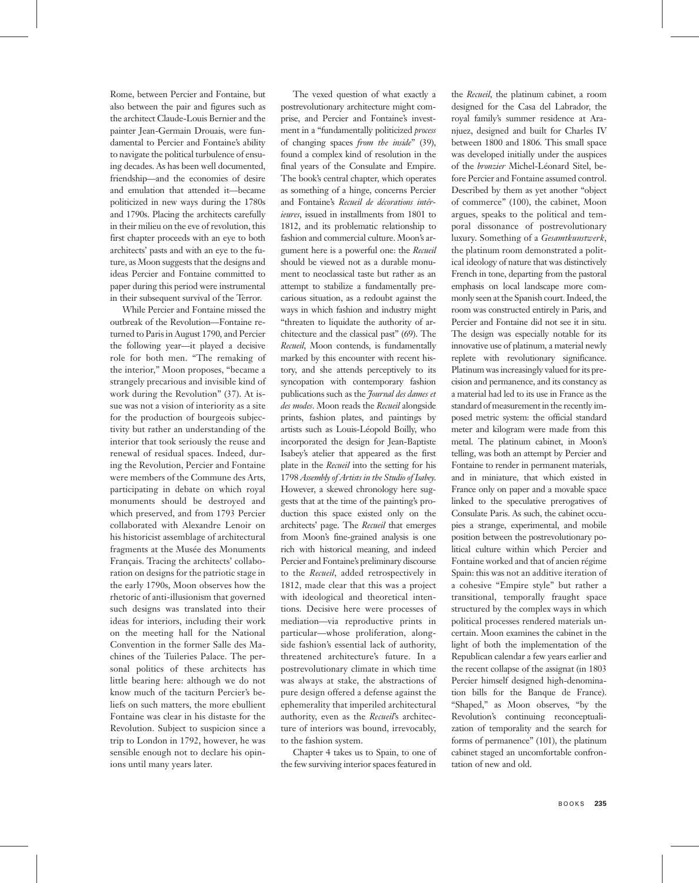Rome, between Percier and Fontaine, but also between the pair and figures such as the architect Claude-Louis Bernier and the painter Jean-Germain Drouais, were fundamental to Percier and Fontaine's ability to navigate the political turbulence of ensuing decades. As has been well documented, friendship—and the economies of desire and emulation that attended it—became politicized in new ways during the 1780s and 1790s. Placing the architects carefully in their milieu on the eve of revolution, this first chapter proceeds with an eye to both architects' pasts and with an eye to the future, as Moon suggests that the designs and ideas Percier and Fontaine committed to paper during this period were instrumental in their subsequent survival of the Terror.

While Percier and Fontaine missed the outbreak of the Revolution—Fontaine returned to Paris in August 1790, and Percier the following year—it played a decisive role for both men. "The remaking of the interior," Moon proposes, "became a strangely precarious and invisible kind of work during the Revolution" (37). At issue was not a vision of interiority as a site for the production of bourgeois subjectivity but rather an understanding of the interior that took seriously the reuse and renewal of residual spaces. Indeed, during the Revolution, Percier and Fontaine were members of the Commune des Arts, participating in debate on which royal monuments should be destroyed and which preserved, and from 1793 Percier collaborated with Alexandre Lenoir on his historicist assemblage of architectural fragments at the Musée des Monuments Français. Tracing the architects' collaboration on designs for the patriotic stage in the early 1790s, Moon observes how the rhetoric of anti-illusionism that governed such designs was translated into their ideas for interiors, including their work on the meeting hall for the National Convention in the former Salle des Machines of the Tuileries Palace. The personal politics of these architects has little bearing here: although we do not know much of the taciturn Percier's beliefs on such matters, the more ebullient Fontaine was clear in his distaste for the Revolution. Subject to suspicion since a trip to London in 1792, however, he was sensible enough not to declare his opinions until many years later.

The vexed question of what exactly a postrevolutionary architecture might comprise, and Percier and Fontaine's investment in a "fundamentally politicized *process* of changing spaces *from the inside*" (39), found a complex kind of resolution in the final years of the Consulate and Empire. The book's central chapter, which operates as something of a hinge, concerns Percier and Fontaine's *Recueil de décorations intérieures*, issued in installments from 1801 to 1812, and its problematic relationship to fashion and commercial culture. Moon's argument here is a powerful one: the *Recueil* should be viewed not as a durable monument to neoclassical taste but rather as an attempt to stabilize a fundamentally precarious situation, as a redoubt against the ways in which fashion and industry might "threaten to liquidate the authority of architecture and the classical past" (69). The *Recueil*, Moon contends, is fundamentally marked by this encounter with recent history, and she attends perceptively to its syncopation with contemporary fashion publications such as the *Journal des dames et des modes*. Moon reads the *Recueil* alongside prints, fashion plates, and paintings by artists such as Louis-Léopold Boilly, who incorporated the design for Jean-Baptiste Isabey's atelier that appeared as the first plate in the *Recueil* into the setting for his 1798 *Assembly of Artists in the Studio of Isabey*. However, a skewed chronology here suggests that at the time of the painting's production this space existed only on the architects' page. The *Recueil* that emerges from Moon's fine-grained analysis is one rich with historical meaning, and indeed Percier and Fontaine's preliminary discourse to the *Recueil*, added retrospectively in 1812, made clear that this was a project with ideological and theoretical intentions. Decisive here were processes of mediation—via reproductive prints in particular—whose proliferation, alongside fashion's essential lack of authority, threatened architecture's future. In a postrevolutionary climate in which time was always at stake, the abstractions of pure design offered a defense against the ephemerality that imperiled architectural authority, even as the *Recueil*'s architecture of interiors was bound, irrevocably, to the fashion system.

Chapter 4 takes us to Spain, to one of the few surviving interior spaces featured in the *Recueil*, the platinum cabinet, a room designed for the Casa del Labrador, the royal family's summer residence at Aranjuez, designed and built for Charles IV between 1800 and 1806. This small space was developed initially under the auspices of the *bronzier* Michel-Léonard Sitel, before Percier and Fontaine assumed control. Described by them as yet another "object of commerce" (100), the cabinet, Moon argues, speaks to the political and temporal dissonance of postrevolutionary luxury. Something of a *Gesamtkunstwerk*, the platinum room demonstrated a political ideology of nature that was distinctively French in tone, departing from the pastoral emphasis on local landscape more commonly seen at the Spanish court. Indeed, the room was constructed entirely in Paris, and Percier and Fontaine did not see it in situ. The design was especially notable for its innovative use of platinum, a material newly replete with revolutionary significance. Platinum was increasingly valued for its precision and permanence, and its constancy as a material had led to its use in France as the standard of measurement in the recently imposed metric system: the official standard meter and kilogram were made from this metal. The platinum cabinet, in Moon's telling, was both an attempt by Percier and Fontaine to render in permanent materials, and in miniature, that which existed in France only on paper and a movable space linked to the speculative prerogatives of Consulate Paris. As such, the cabinet occupies a strange, experimental, and mobile position between the postrevolutionary political culture within which Percier and Fontaine worked and that of ancien régime Spain: this was not an additive iteration of a cohesive "Empire style" but rather a transitional, temporally fraught space structured by the complex ways in which political processes rendered materials uncertain. Moon examines the cabinet in the light of both the implementation of the Republican calendar a few years earlier and the recent collapse of the assignat (in 1803 Percier himself designed high-denomination bills for the Banque de France). "Shaped," as Moon observes, "by the Revolution's continuing reconceptualization of temporality and the search for forms of permanence" (101), the platinum cabinet staged an uncomfortable confrontation of new and old.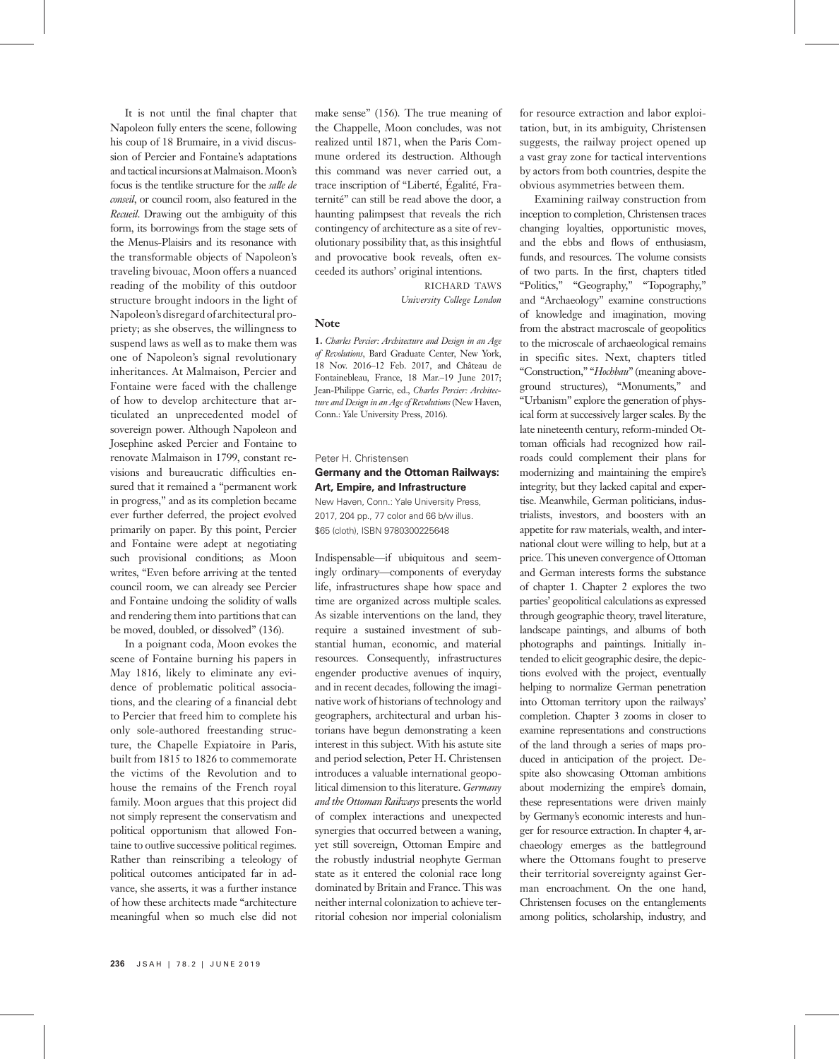It is not until the final chapter that Napoleon fully enters the scene, following his coup of 18 Brumaire, in a vivid discussion of Percier and Fontaine's adaptations and tactical incursions at Malmaison. Moon's focus is the tentlike structure for the *salle de conseil*, or council room, also featured in the *Recueil*. Drawing out the ambiguity of this form, its borrowings from the stage sets of the Menus-Plaisirs and its resonance with the transformable objects of Napoleon's traveling bivouac, Moon offers a nuanced reading of the mobility of this outdoor structure brought indoors in the light of Napoleon's disregard of architectural propriety; as she observes, the willingness to suspend laws as well as to make them was one of Napoleon's signal revolutionary inheritances. At Malmaison, Percier and Fontaine were faced with the challenge of how to develop architecture that articulated an unprecedented model of sovereign power. Although Napoleon and Josephine asked Percier and Fontaine to renovate Malmaison in 1799, constant revisions and bureaucratic difficulties ensured that it remained a "permanent work in progress," and as its completion became ever further deferred, the project evolved primarily on paper. By this point, Percier and Fontaine were adept at negotiating such provisional conditions; as Moon writes, "Even before arriving at the tented council room, we can already see Percier and Fontaine undoing the solidity of walls and rendering them into partitions that can be moved, doubled, or dissolved" (136).

In a poignant coda, Moon evokes the scene of Fontaine burning his papers in May 1816, likely to eliminate any evidence of problematic political associations, and the clearing of a financial debt to Percier that freed him to complete his only sole-authored freestanding structure, the Chapelle Expiatoire in Paris, built from 1815 to 1826 to commemorate the victims of the Revolution and to house the remains of the French royal family. Moon argues that this project did not simply represent the conservatism and political opportunism that allowed Fontaine to outlive successive political regimes. Rather than reinscribing a teleology of political outcomes anticipated far in advance, she asserts, it was a further instance of how these architects made "architecture meaningful when so much else did not make sense" (156). The true meaning of the Chappelle, Moon concludes, was not realized until 1871, when the Paris Commune ordered its destruction. Although this command was never carried out, a trace inscription of "Liberté, Égalité, Fraternité" can still be read above the door, a haunting palimpsest that reveals the rich contingency of architecture as a site of revolutionary possibility that, as this insightful and provocative book reveals, often exceeded its authors' original intentions.

RICHARD TAWS
*University College London*

**Note**

1. *Charles Percier: Architecture and Design in an Age of Revolutions*, Bard Graduate Center, New York, 18 Nov. 2016–12 Feb. 2017, and Château de Fontainebleau, France, 18 Mar.–19 June 2017; Jean-Philippe Garric, ed., *Charles Percier: Architecture and Design in an Age of Revolutions* (New Haven, Conn.: Yale University Press, 2016).

Peter H. Christensen

**Germany and the Ottoman Railways: Art, Empire, and Infrastructure**

New Haven, Conn.: Yale University Press, 2017, 204 pp., 77 color and 66 b/w illus. $65 (cloth), ISBN 9780300225648

Indispensable—if ubiquitous and seemingly ordinary—components of everyday life, infrastructures shape how space and time are organized across multiple scales. As sizable interventions on the land, they require a sustained investment of substantial human, economic, and material resources. Consequently, infrastructures engender productive avenues of inquiry, and in recent decades, following the imaginative work of historians of technology and geographers, architectural and urban historians have begun demonstrating a keen interest in this subject. With his astute site and period selection, Peter H. Christensen introduces a valuable international geopolitical dimension to this literature. *Germany and the Ottoman Railways* presents the world of complex interactions and unexpected synergies that occurred between a waning, yet still sovereign, Ottoman Empire and the robustly industrial neophyte German state as it entered the colonial race long dominated by Britain and France. This was neither internal colonization to achieve territorial cohesion nor imperial colonialism for resource extraction and labor exploitation, but, in its ambiguity, Christensen suggests, the railway project opened up a vast gray zone for tactical interventions by actors from both countries, despite the obvious asymmetries between them.

Examining railway construction from inception to completion, Christensen traces changing loyalties, opportunistic moves, and the ebbs and flows of enthusiasm, funds, and resources. The volume consists of two parts. In the first, chapters titled "Politics," "Geography," "Topography," and "Archaeology" examine constructions of knowledge and imagination, moving from the abstract macroscale of geopolitics to the microscale of archaeological remains in specific sites. Next, chapters titled "Construction," "*Hochbau*" (meaning aboveground structures), "Monuments," and "Urbanism" explore the generation of physical form at successively larger scales. By the late nineteenth century, reform-minded Ottoman officials had recognized how railroads could complement their plans for modernizing and maintaining the empire's integrity, but they lacked capital and expertise. Meanwhile, German politicians, industrialists, investors, and boosters with an appetite for raw materials, wealth, and international clout were willing to help, but at a price. This uneven convergence of Ottoman and German interests forms the substance of chapter 1. Chapter 2 explores the two parties' geopolitical calculations as expressed through geographic theory, travel literature, landscape paintings, and albums of both photographs and paintings. Initially intended to elicit geographic desire, the depictions evolved with the project, eventually helping to normalize German penetration into Ottoman territory upon the railways' completion. Chapter 3 zooms in closer to examine representations and constructions of the land through a series of maps produced in anticipation of the project. Despite also showcasing Ottoman ambitions about modernizing the empire's domain, these representations were driven mainly by Germany's economic interests and hunger for resource extraction. In chapter 4, archaeology emerges as the battleground where the Ottomans fought to preserve their territorial sovereignty against German encroachment. On the one hand, Christensen focuses on the entanglements among politics, scholarship, industry, and